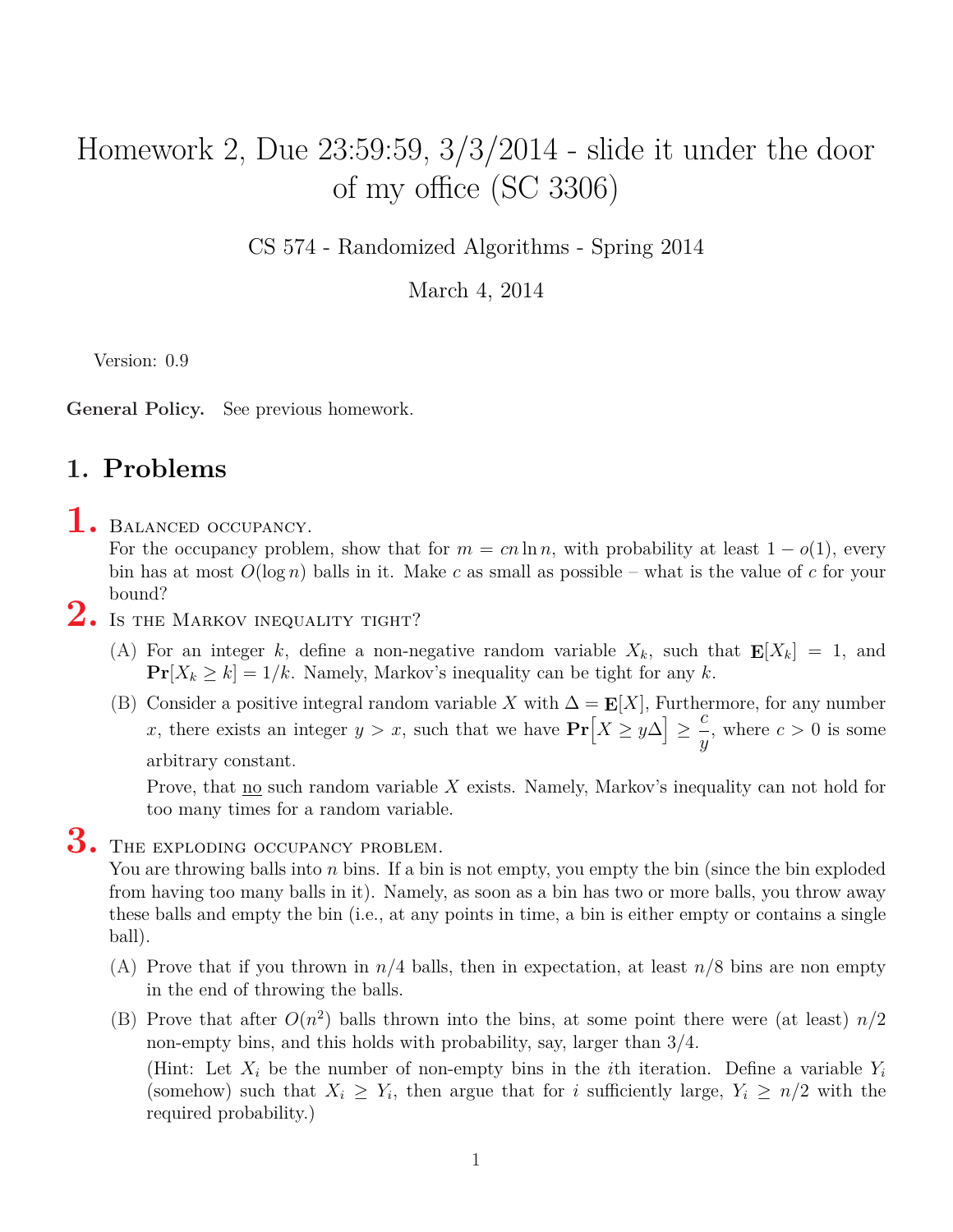# Homework 2, Due 23:59:59, 3/3/2014 - slide it under the door of my office (SC 3306)

CS 574 - Randomized Algorithms - Spring 2014

March 4, 2014

Version: 0.9

**General Policy.** See previous homework.

## 1. Problems

**1.** Balanced occupancy.

For the occupancy problem, show that for $m = cn \ln n$, with probability at least $1 - o(1)$, every bin has at most $O(\log n)$ balls in it. Make $c$ as small as possible – what is the value of $c$ for your bound?

**2.** Is the Markov inequality tight?

(A) For an integer $k$, define a non-negative random variable $X_k$, such that $\mathbf{E}[X_k] = 1$, and $\mathbf{Pr}[X_k \geq k] = 1/k$. Namely, Markov's inequality can be tight for any $k$.

(B) Consider a positive integral random variable $X$ with $\Delta = \mathbf{E}[X]$, Furthermore, for any number $x$, there exists an integer $y > x$, such that we have $\mathbf{Pr}\Big[X \geq y\Delta\Big] \geq \dfrac{c}{y}$, where $c > 0$ is some arbitrary constant.

Prove, that no such random variable $X$ exists. Namely, Markov's inequality can not hold for too many times for a random variable.

**3.** The exploding occupancy problem.

You are throwing balls into $n$ bins. If a bin is not empty, you empty the bin (since the bin exploded from having too many balls in it). Namely, as soon as a bin has two or more balls, you throw away these balls and empty the bin (i.e., at any points in time, a bin is either empty or contains a single ball).

(A) Prove that if you thrown in $n/4$ balls, then in expectation, at least $n/8$ bins are non empty in the end of throwing the balls.

(B) Prove that after $O(n^2)$ balls thrown into the bins, at some point there were (at least) $n/2$ non-empty bins, and this holds with probability, say, larger than $3/4$.

(Hint: Let $X_i$ be the number of non-empty bins in the $i$th iteration. Define a variable $Y_i$ (somehow) such that $X_i \geq Y_i$, then argue that for $i$ sufficiently large, $Y_i \geq n/2$ with the required probability.)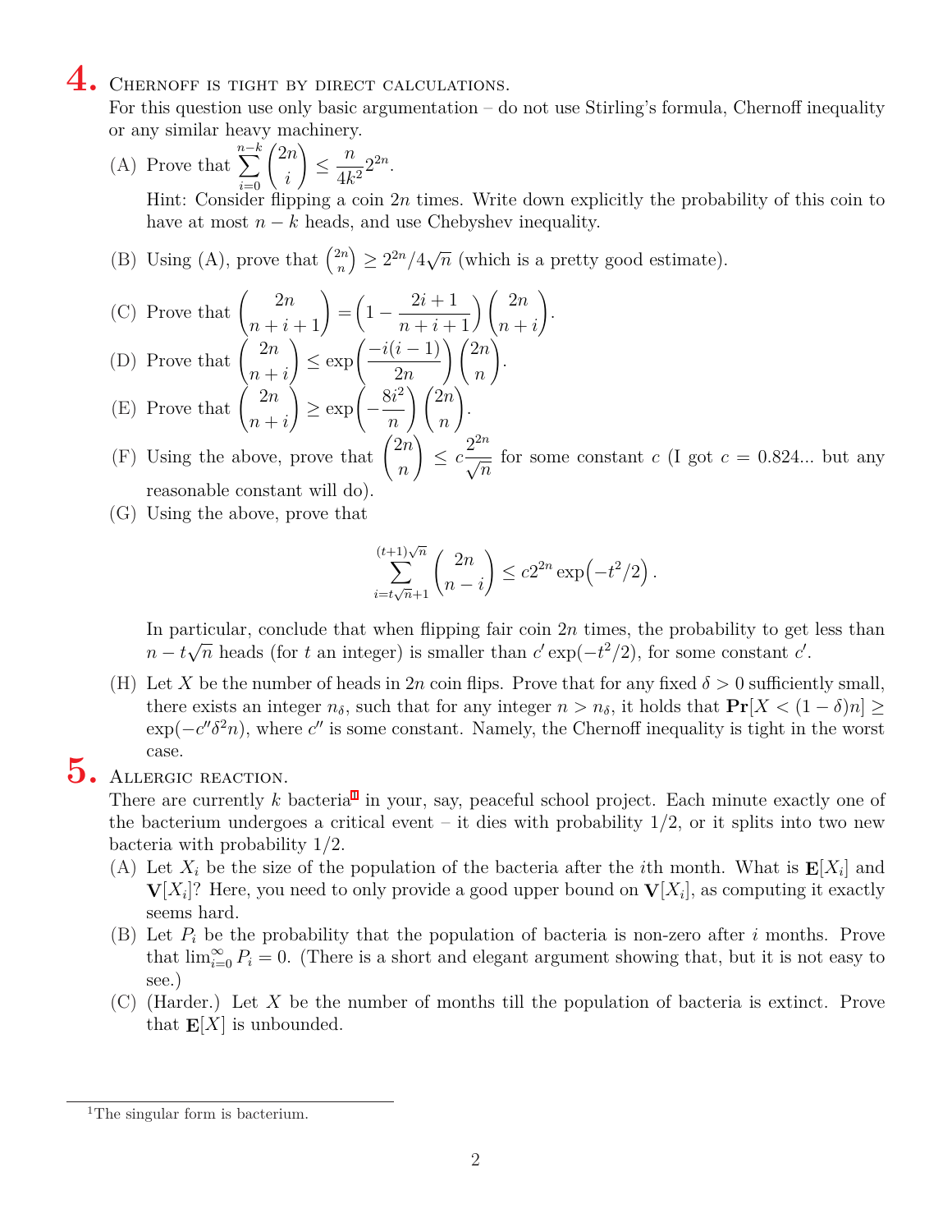**4.** Chernoff is tight by direct calculations.

For this question use only basic argumentation – do not use Stirling's formula, Chernoff inequality or any similar heavy machinery.

(A) Prove that $\sum_{i=0}^{n-k} \binom{2n}{i} \leq \frac{n}{4k^2} 2^{2n}$.

Hint: Consider flipping a coin $2n$ times. Write down explicitly the probability of this coin to have at most $n-k$ heads, and use Chebyshev inequality.

(B) Using (A), prove that $\binom{2n}{n} \geq 2^{2n}/4\sqrt{n}$ (which is a pretty good estimate).

(C) Prove that $\binom{2n}{n+i+1} = \left(1 - \frac{2i+1}{n+i+1}\right)\binom{2n}{n+i}$.

(D) Prove that $\binom{2n}{n+i} \leq \exp\left(\frac{-i(i-1)}{2n}\right)\binom{2n}{n}$.

(E) Prove that $\binom{2n}{n+i} \geq \exp\left(-\frac{8i^2}{n}\right)\binom{2n}{n}$.

(F) Using the above, prove that $\binom{2n}{n} \leq c\frac{2^{2n}}{\sqrt{n}}$ for some constant $c$ (I got $c = 0.824...$ but any reasonable constant will do).

(G) Using the above, prove that

$$\sum_{i=t\sqrt{n}+1}^{(t+1)\sqrt{n}} \binom{2n}{n-i} \leq c 2^{2n} \exp\left(-t^2/2\right).$$

In particular, conclude that when flipping fair coin $2n$ times, the probability to get less than $n - t\sqrt{n}$ heads (for $t$ an integer) is smaller than $c' \exp(-t^2/2)$, for some constant $c'$.

(H) Let $X$ be the number of heads in $2n$ coin flips. Prove that for any fixed $\delta > 0$ sufficiently small, there exists an integer $n_\delta$, such that for any integer $n > n_\delta$, it holds that $\mathbf{Pr}[X < (1-\delta)n] \geq \exp(-c''\delta^2 n)$, where $c''$ is some constant. Namely, the Chernoff inequality is tight in the worst case.

**5.** Allergic reaction.

There are currently $k$ bacteria[1] in your, say, peaceful school project. Each minute exactly one of the bacterium undergoes a critical event – it dies with probability $1/2$, or it splits into two new bacteria with probability $1/2$.

(A) Let $X_i$ be the size of the population of the bacteria after the $i$th month. What is $\mathbf{E}[X_i]$ and $\mathbf{V}[X_i]$? Here, you need to only provide a good upper bound on $\mathbf{V}[X_i]$, as computing it exactly seems hard.

(B) Let $P_i$ be the probability that the population of bacteria is non-zero after $i$ months. Prove that $\lim_{i=0}^{\infty} P_i = 0$. (There is a short and elegant argument showing that, but it is not easy to see.)

(C) (Harder.) Let $X$ be the number of months till the population of bacteria is extinct. Prove that $\mathbf{E}[X]$ is unbounded.

[1] The singular form is bacterium.